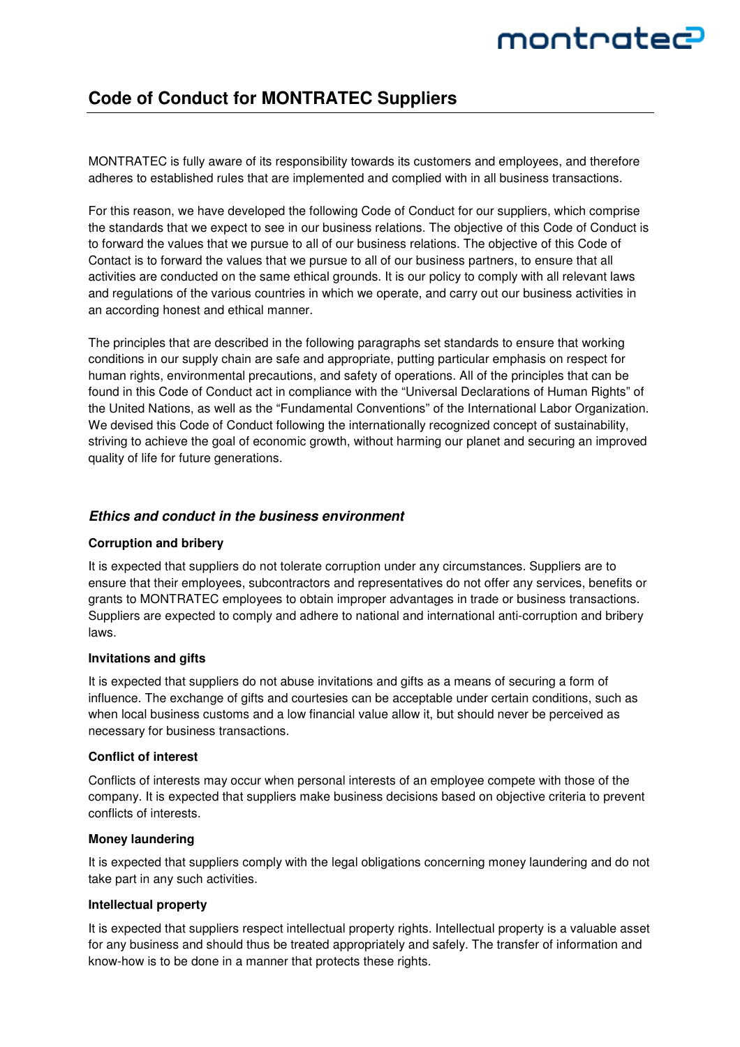# Code of Conduct for MONTRATEC Suppliers

MONTRATEC is fully aware of its responsibility towards its customers and employees, and therefore adheres to established rules that are implemented and complied with in all business transactions.

For this reason, we have developed the following Code of Conduct for our suppliers, which comprise the standards that we expect to see in our business relations. The objective of this Code of Conduct is to forward the values that we pursue to all of our business relations. The objective of this Code of Contact is to forward the values that we pursue to all of our business partners, to ensure that all activities are conducted on the same ethical grounds. It is our policy to comply with all relevant laws and regulations of the various countries in which we operate, and carry out our business activities in an according honest and ethical manner.

The principles that are described in the following paragraphs set standards to ensure that working conditions in our supply chain are safe and appropriate, putting particular emphasis on respect for human rights, environmental precautions, and safety of operations. All of the principles that can be found in this Code of Conduct act in compliance with the "Universal Declarations of Human Rights" of the United Nations, as well as the "Fundamental Conventions" of the International Labor Organization. We devised this Code of Conduct following the internationally recognized concept of sustainability, striving to achieve the goal of economic growth, without harming our planet and securing an improved quality of life for future generations.

## *Ethics and conduct in the business environment*

### Corruption and bribery

It is expected that suppliers do not tolerate corruption under any circumstances. Suppliers are to ensure that their employees, subcontractors and representatives do not offer any services, benefits or grants to MONTRATEC employees to obtain improper advantages in trade or business transactions. Suppliers are expected to comply and adhere to national and international anti-corruption and bribery laws.

### Invitations and gifts

It is expected that suppliers do not abuse invitations and gifts as a means of securing a form of influence. The exchange of gifts and courtesies can be acceptable under certain conditions, such as when local business customs and a low financial value allow it, but should never be perceived as necessary for business transactions.

### Conflict of interest

Conflicts of interests may occur when personal interests of an employee compete with those of the company. It is expected that suppliers make business decisions based on objective criteria to prevent conflicts of interests.

### Money laundering

It is expected that suppliers comply with the legal obligations concerning money laundering and do not take part in any such activities.

### Intellectual property

It is expected that suppliers respect intellectual property rights. Intellectual property is a valuable asset for any business and should thus be treated appropriately and safely. The transfer of information and know-how is to be done in a manner that protects these rights.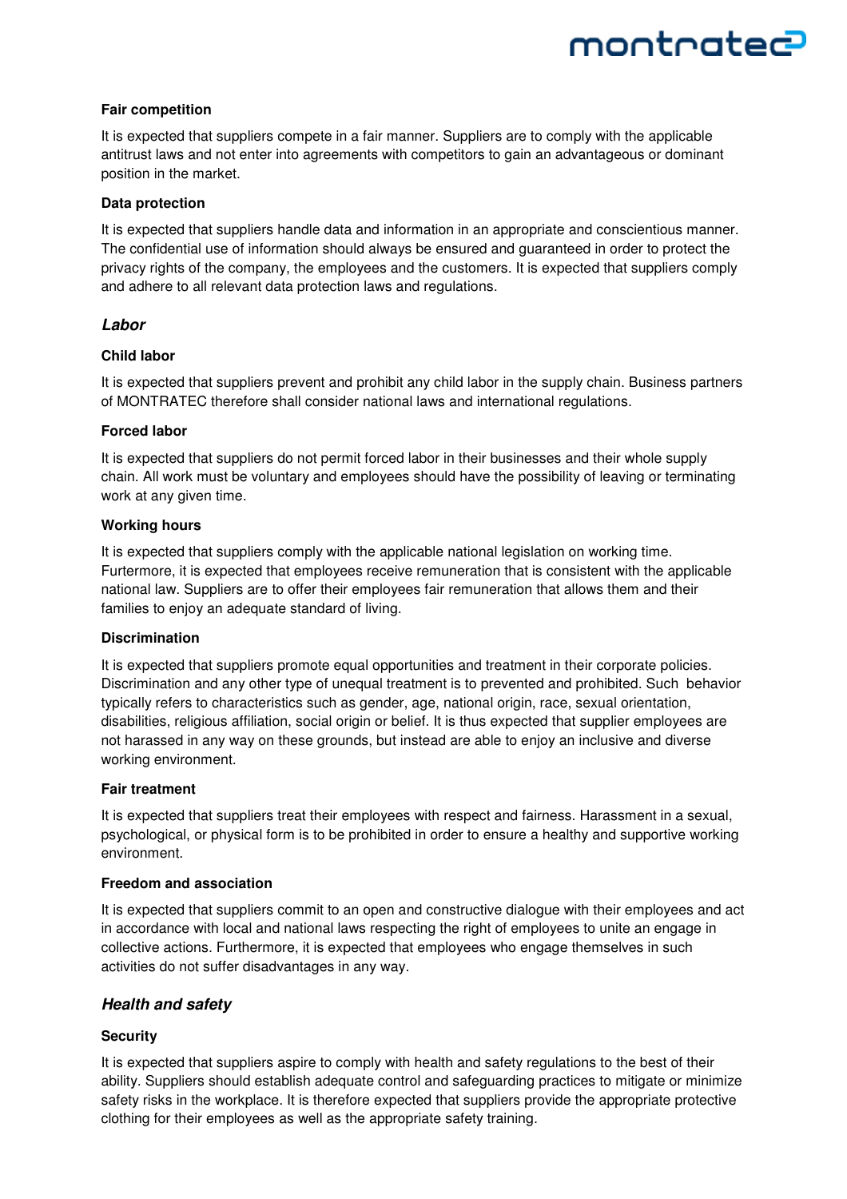**Fair competition**

It is expected that suppliers compete in a fair manner. Suppliers are to comply with the applicable antitrust laws and not enter into agreements with competitors to gain an advantageous or dominant position in the market.

**Data protection**

It is expected that suppliers handle data and information in an appropriate and conscientious manner. The confidential use of information should always be ensured and guaranteed in order to protect the privacy rights of the company, the employees and the customers. It is expected that suppliers comply and adhere to all relevant data protection laws and regulations.

## *Labor*

**Child labor**

It is expected that suppliers prevent and prohibit any child labor in the supply chain. Business partners of MONTRATEC therefore shall consider national laws and international regulations.

**Forced labor**

It is expected that suppliers do not permit forced labor in their businesses and their whole supply chain. All work must be voluntary and employees should have the possibility of leaving or terminating work at any given time.

**Working hours**

It is expected that suppliers comply with the applicable national legislation on working time. Furtermore, it is expected that employees receive remuneration that is consistent with the applicable national law. Suppliers are to offer their employees fair remuneration that allows them and their families to enjoy an adequate standard of living.

**Discrimination**

It is expected that suppliers promote equal opportunities and treatment in their corporate policies. Discrimination and any other type of unequal treatment is to prevented and prohibited. Such behavior typically refers to characteristics such as gender, age, national origin, race, sexual orientation, disabilities, religious affiliation, social origin or belief. It is thus expected that supplier employees are not harassed in any way on these grounds, but instead are able to enjoy an inclusive and diverse working environment.

**Fair treatment**

It is expected that suppliers treat their employees with respect and fairness. Harassment in a sexual, psychological, or physical form is to be prohibited in order to ensure a healthy and supportive working environment.

**Freedom and association**

It is expected that suppliers commit to an open and constructive dialogue with their employees and act in accordance with local and national laws respecting the right of employees to unite an engage in collective actions. Furthermore, it is expected that employees who engage themselves in such activities do not suffer disadvantages in any way.

## *Health and safety*

**Security**

It is expected that suppliers aspire to comply with health and safety regulations to the best of their ability. Suppliers should establish adequate control and safeguarding practices to mitigate or minimize safety risks in the workplace. It is therefore expected that suppliers provide the appropriate protective clothing for their employees as well as the appropriate safety training.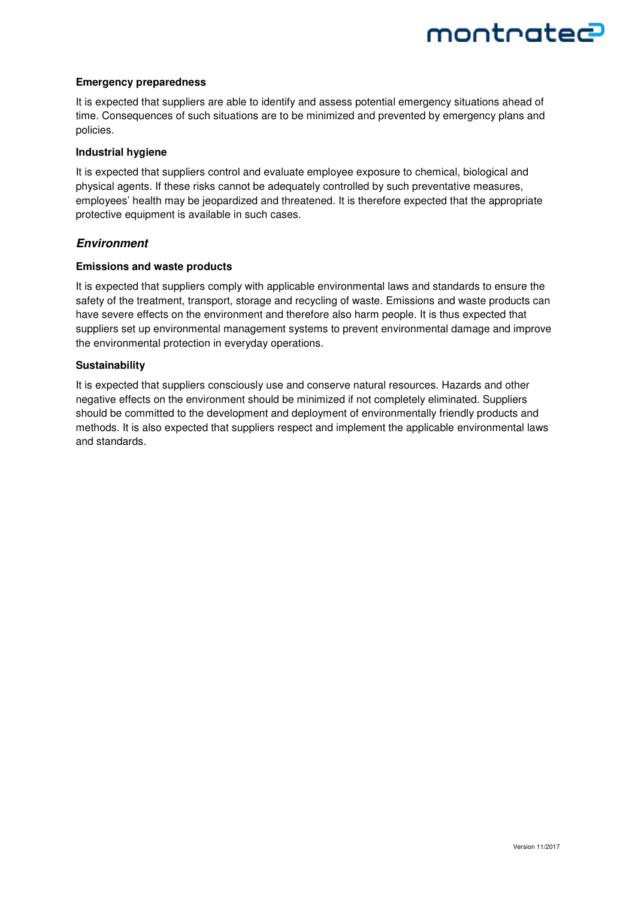**Emergency preparedness**

It is expected that suppliers are able to identify and assess potential emergency situations ahead of time. Consequences of such situations are to be minimized and prevented by emergency plans and policies.

**Industrial hygiene**

It is expected that suppliers control and evaluate employee exposure to chemical, biological and physical agents. If these risks cannot be adequately controlled by such preventative measures, employees' health may be jeopardized and threatened. It is therefore expected that the appropriate protective equipment is available in such cases.

## ***Environment***

**Emissions and waste products**

It is expected that suppliers comply with applicable environmental laws and standards to ensure the safety of the treatment, transport, storage and recycling of waste. Emissions and waste products can have severe effects on the environment and therefore also harm people. It is thus expected that suppliers set up environmental management systems to prevent environmental damage and improve the environmental protection in everyday operations.

**Sustainability**

It is expected that suppliers consciously use and conserve natural resources. Hazards and other negative effects on the environment should be minimized if not completely eliminated. Suppliers should be committed to the development and deployment of environmentally friendly products and methods. It is also expected that suppliers respect and implement the applicable environmental laws and standards.